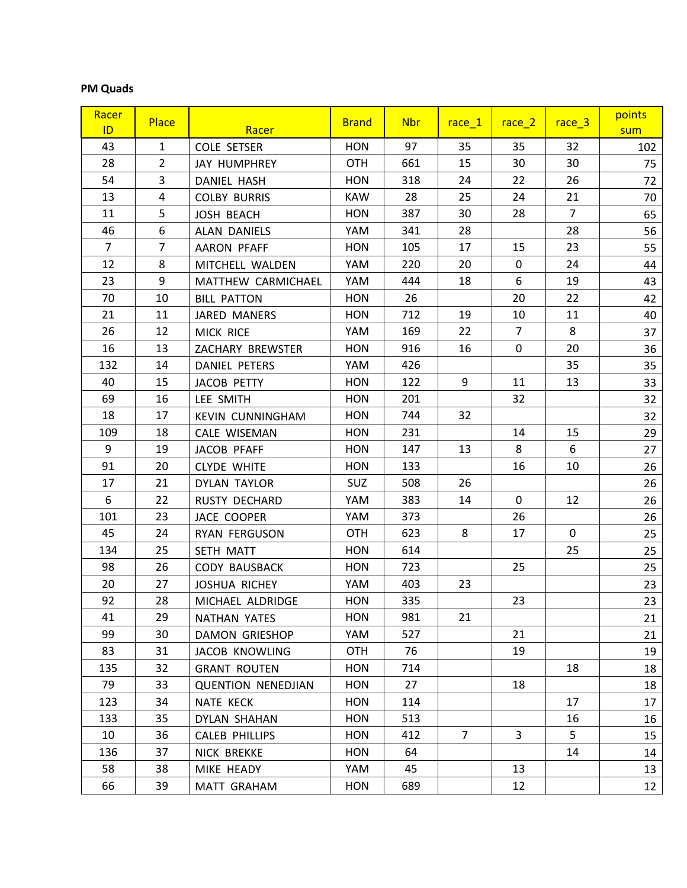**PM Quads**

| Racer ID | Place | Racer | Brand | Nbr | race_1 | race_2 | race_3 | points sum |
|---|---|---|---|---|---|---|---|---|
| 43 | 1 | COLE SETSER | HON | 97 | 35 | 35 | 32 | 102 |
| 28 | 2 | JAY HUMPHREY | OTH | 661 | 15 | 30 | 30 | 75 |
| 54 | 3 | DANIEL HASH | HON | 318 | 24 | 22 | 26 | 72 |
| 13 | 4 | COLBY BURRIS | KAW | 28 | 25 | 24 | 21 | 70 |
| 11 | 5 | JOSH BEACH | HON | 387 | 30 | 28 | 7 | 65 |
| 46 | 6 | ALAN DANIELS | YAM | 341 | 28 | | 28 | 56 |
| 7 | 7 | AARON PFAFF | HON | 105 | 17 | 15 | 23 | 55 |
| 12 | 8 | MITCHELL WALDEN | YAM | 220 | 20 | 0 | 24 | 44 |
| 23 | 9 | MATTHEW CARMICHAEL | YAM | 444 | 18 | 6 | 19 | 43 |
| 70 | 10 | BILL PATTON | HON | 26 | | 20 | 22 | 42 |
| 21 | 11 | JARED MANERS | HON | 712 | 19 | 10 | 11 | 40 |
| 26 | 12 | MICK RICE | YAM | 169 | 22 | 7 | 8 | 37 |
| 16 | 13 | ZACHARY BREWSTER | HON | 916 | 16 | 0 | 20 | 36 |
| 132 | 14 | DANIEL PETERS | YAM | 426 | | | 35 | 35 |
| 40 | 15 | JACOB PETTY | HON | 122 | 9 | 11 | 13 | 33 |
| 69 | 16 | LEE SMITH | HON | 201 | | 32 | | 32 |
| 18 | 17 | KEVIN CUNNINGHAM | HON | 744 | 32 | | | 32 |
| 109 | 18 | CALE WISEMAN | HON | 231 | | 14 | 15 | 29 |
| 9 | 19 | JACOB PFAFF | HON | 147 | 13 | 8 | 6 | 27 |
| 91 | 20 | CLYDE WHITE | HON | 133 | | 16 | 10 | 26 |
| 17 | 21 | DYLAN TAYLOR | SUZ | 508 | 26 | | | 26 |
| 6 | 22 | RUSTY DECHARD | YAM | 383 | 14 | 0 | 12 | 26 |
| 101 | 23 | JACE COOPER | YAM | 373 | | 26 | | 26 |
| 45 | 24 | RYAN FERGUSON | OTH | 623 | 8 | 17 | 0 | 25 |
| 134 | 25 | SETH MATT | HON | 614 | | | 25 | 25 |
| 98 | 26 | CODY BAUSBACK | HON | 723 | | 25 | | 25 |
| 20 | 27 | JOSHUA RICHEY | YAM | 403 | 23 | | | 23 |
| 92 | 28 | MICHAEL ALDRIDGE | HON | 335 | | 23 | | 23 |
| 41 | 29 | NATHAN YATES | HON | 981 | 21 | | | 21 |
| 99 | 30 | DAMON GRIESHOP | YAM | 527 | | 21 | | 21 |
| 83 | 31 | JACOB KNOWLING | OTH | 76 | | 19 | | 19 |
| 135 | 32 | GRANT ROUTEN | HON | 714 | | | 18 | 18 |
| 79 | 33 | QUENTION NENEDJIAN | HON | 27 | | 18 | | 18 |
| 123 | 34 | NATE KECK | HON | 114 | | | 17 | 17 |
| 133 | 35 | DYLAN SHAHAN | HON | 513 | | | 16 | 16 |
| 10 | 36 | CALEB PHILLIPS | HON | 412 | 7 | 3 | 5 | 15 |
| 136 | 37 | NICK BREKKE | HON | 64 | | | 14 | 14 |
| 58 | 38 | MIKE HEADY | YAM | 45 | | 13 | | 13 |
| 66 | 39 | MATT GRAHAM | HON | 689 | | 12 | | 12 |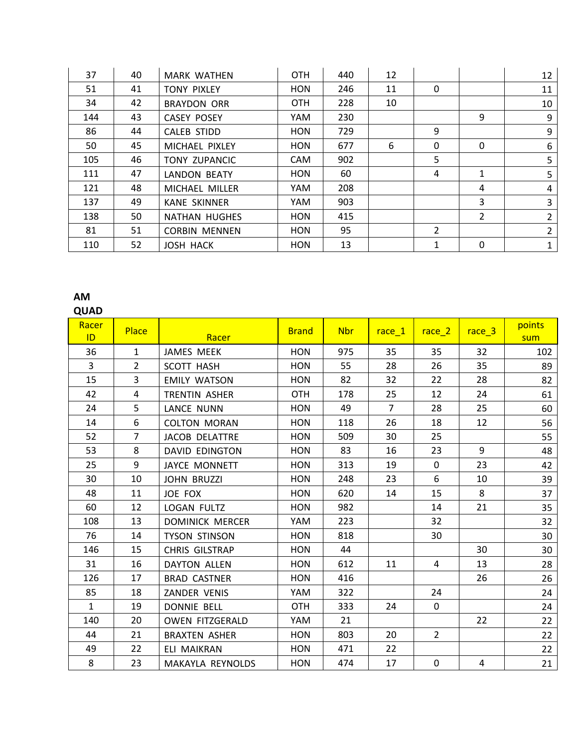| 37 | 40 | MARK WATHEN | OTH | 440 | 12 | | | 12 |
|---|---|---|---|---|---|---|---|---|
| 51 | 41 | TONY PIXLEY | HON | 246 | 11 | 0 | | 11 |
| 34 | 42 | BRAYDON ORR | OTH | 228 | 10 | | | 10 |
| 144 | 43 | CASEY POSEY | YAM | 230 | | | 9 | 9 |
| 86 | 44 | CALEB STIDD | HON | 729 | | 9 | | 9 |
| 50 | 45 | MICHAEL PIXLEY | HON | 677 | 6 | 0 | 0 | 6 |
| 105 | 46 | TONY ZUPANCIC | CAM | 902 | | 5 | | 5 |
| 111 | 47 | LANDON BEATY | HON | 60 | | 4 | 1 | 5 |
| 121 | 48 | MICHAEL MILLER | YAM | 208 | | | 4 | 4 |
| 137 | 49 | KANE SKINNER | YAM | 903 | | | 3 | 3 |
| 138 | 50 | NATHAN HUGHES | HON | 415 | | | 2 | 2 |
| 81 | 51 | CORBIN MENNEN | HON | 95 | | 2 | | 2 |
| 110 | 52 | JOSH HACK | HON | 13 | | 1 | 0 | 1 |

**AM QUAD**

| Racer ID | Place | Racer | Brand | Nbr | race_1 | race_2 | race_3 | points sum |
|---|---|---|---|---|---|---|---|---|
| 36 | 1 | JAMES MEEK | HON | 975 | 35 | 35 | 32 | 102 |
| 3 | 2 | SCOTT HASH | HON | 55 | 28 | 26 | 35 | 89 |
| 15 | 3 | EMILY WATSON | HON | 82 | 32 | 22 | 28 | 82 |
| 42 | 4 | TRENTIN ASHER | OTH | 178 | 25 | 12 | 24 | 61 |
| 24 | 5 | LANCE NUNN | HON | 49 | 7 | 28 | 25 | 60 |
| 14 | 6 | COLTON MORAN | HON | 118 | 26 | 18 | 12 | 56 |
| 52 | 7 | JACOB DELATTRE | HON | 509 | 30 | 25 | | 55 |
| 53 | 8 | DAVID EDINGTON | HON | 83 | 16 | 23 | 9 | 48 |
| 25 | 9 | JAYCE MONNETT | HON | 313 | 19 | 0 | 23 | 42 |
| 30 | 10 | JOHN BRUZZI | HON | 248 | 23 | 6 | 10 | 39 |
| 48 | 11 | JOE FOX | HON | 620 | 14 | 15 | 8 | 37 |
| 60 | 12 | LOGAN FULTZ | HON | 982 | | 14 | 21 | 35 |
| 108 | 13 | DOMINICK MERCER | YAM | 223 | | 32 | | 32 |
| 76 | 14 | TYSON STINSON | HON | 818 | | 30 | | 30 |
| 146 | 15 | CHRIS GILSTRAP | HON | 44 | | | 30 | 30 |
| 31 | 16 | DAYTON ALLEN | HON | 612 | 11 | 4 | 13 | 28 |
| 126 | 17 | BRAD CASTNER | HON | 416 | | | 26 | 26 |
| 85 | 18 | ZANDER VENIS | YAM | 322 | | 24 | | 24 |
| 1 | 19 | DONNIE BELL | OTH | 333 | 24 | 0 | | 24 |
| 140 | 20 | OWEN FITZGERALD | YAM | 21 | | | 22 | 22 |
| 44 | 21 | BRAXTEN ASHER | HON | 803 | 20 | 2 | | 22 |
| 49 | 22 | ELI MAIKRAN | HON | 471 | 22 | | | 22 |
| 8 | 23 | MAKAYLA REYNOLDS | HON | 474 | 17 | 0 | 4 | 21 |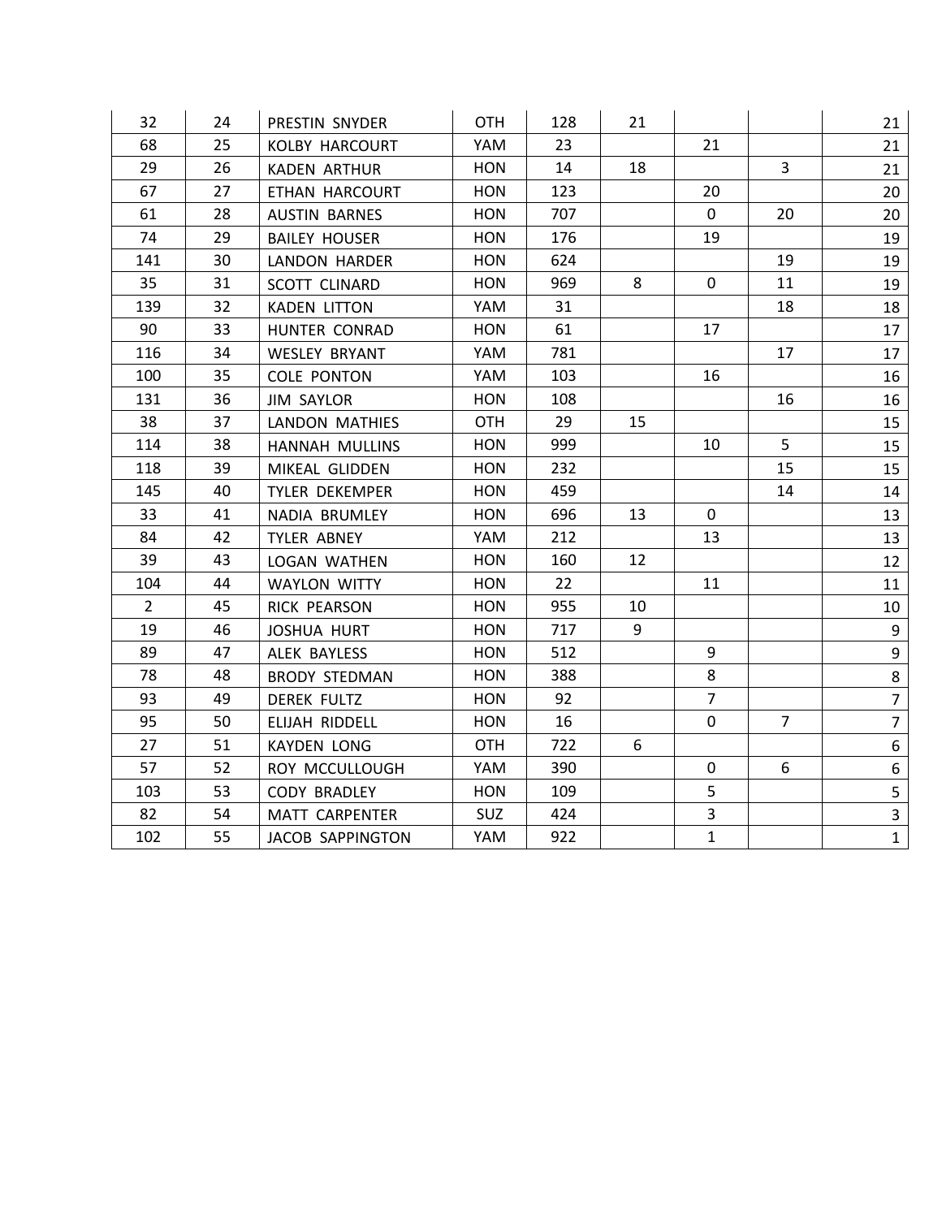| | | | | | | | | |
|---|---|---|---|---|---|---|---|---|
| 32 | 24 | PRESTIN SNYDER | OTH | 128 | 21 | | | 21 |
| 68 | 25 | KOLBY HARCOURT | YAM | 23 | | 21 | | 21 |
| 29 | 26 | KADEN ARTHUR | HON | 14 | 18 | | 3 | 21 |
| 67 | 27 | ETHAN HARCOURT | HON | 123 | | 20 | | 20 |
| 61 | 28 | AUSTIN BARNES | HON | 707 | | 0 | 20 | 20 |
| 74 | 29 | BAILEY HOUSER | HON | 176 | | 19 | | 19 |
| 141 | 30 | LANDON HARDER | HON | 624 | | | 19 | 19 |
| 35 | 31 | SCOTT CLINARD | HON | 969 | 8 | 0 | 11 | 19 |
| 139 | 32 | KADEN LITTON | YAM | 31 | | | 18 | 18 |
| 90 | 33 | HUNTER CONRAD | HON | 61 | | 17 | | 17 |
| 116 | 34 | WESLEY BRYANT | YAM | 781 | | | 17 | 17 |
| 100 | 35 | COLE PONTON | YAM | 103 | | 16 | | 16 |
| 131 | 36 | JIM SAYLOR | HON | 108 | | | 16 | 16 |
| 38 | 37 | LANDON MATHIES | OTH | 29 | 15 | | | 15 |
| 114 | 38 | HANNAH MULLINS | HON | 999 | | 10 | 5 | 15 |
| 118 | 39 | MIKEAL GLIDDEN | HON | 232 | | | 15 | 15 |
| 145 | 40 | TYLER DEKEMPER | HON | 459 | | | 14 | 14 |
| 33 | 41 | NADIA BRUMLEY | HON | 696 | 13 | 0 | | 13 |
| 84 | 42 | TYLER ABNEY | YAM | 212 | | 13 | | 13 |
| 39 | 43 | LOGAN WATHEN | HON | 160 | 12 | | | 12 |
| 104 | 44 | WAYLON WITTY | HON | 22 | | 11 | | 11 |
| 2 | 45 | RICK PEARSON | HON | 955 | 10 | | | 10 |
| 19 | 46 | JOSHUA HURT | HON | 717 | 9 | | | 9 |
| 89 | 47 | ALEK BAYLESS | HON | 512 | | 9 | | 9 |
| 78 | 48 | BRODY STEDMAN | HON | 388 | | 8 | | 8 |
| 93 | 49 | DEREK FULTZ | HON | 92 | | 7 | | 7 |
| 95 | 50 | ELIJAH RIDDELL | HON | 16 | | 0 | 7 | 7 |
| 27 | 51 | KAYDEN LONG | OTH | 722 | 6 | | | 6 |
| 57 | 52 | ROY MCCULLOUGH | YAM | 390 | | 0 | 6 | 6 |
| 103 | 53 | CODY BRADLEY | HON | 109 | | 5 | | 5 |
| 82 | 54 | MATT CARPENTER | SUZ | 424 | | 3 | | 3 |
| 102 | 55 | JACOB SAPPINGTON | YAM | 922 | | 1 | | 1 |